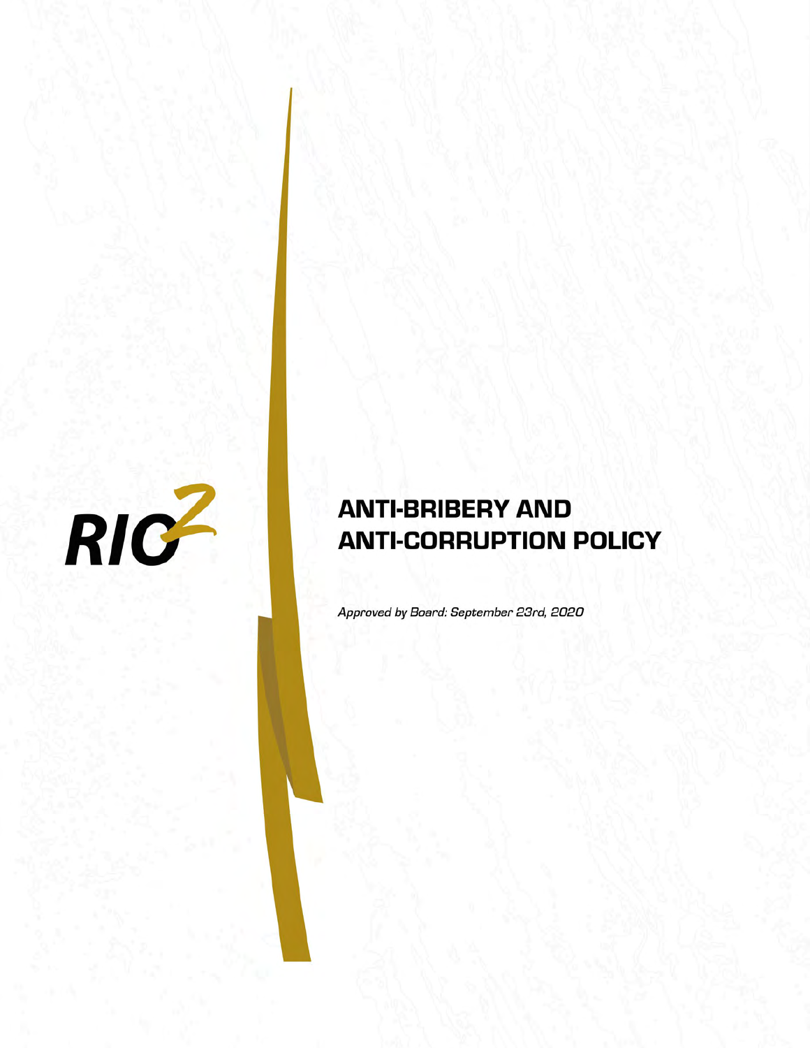RIO2

# ANTI-BRIBERY AND ANTI-CORRUPTION POLICY

*Approved by Board: September 23rd, 2020*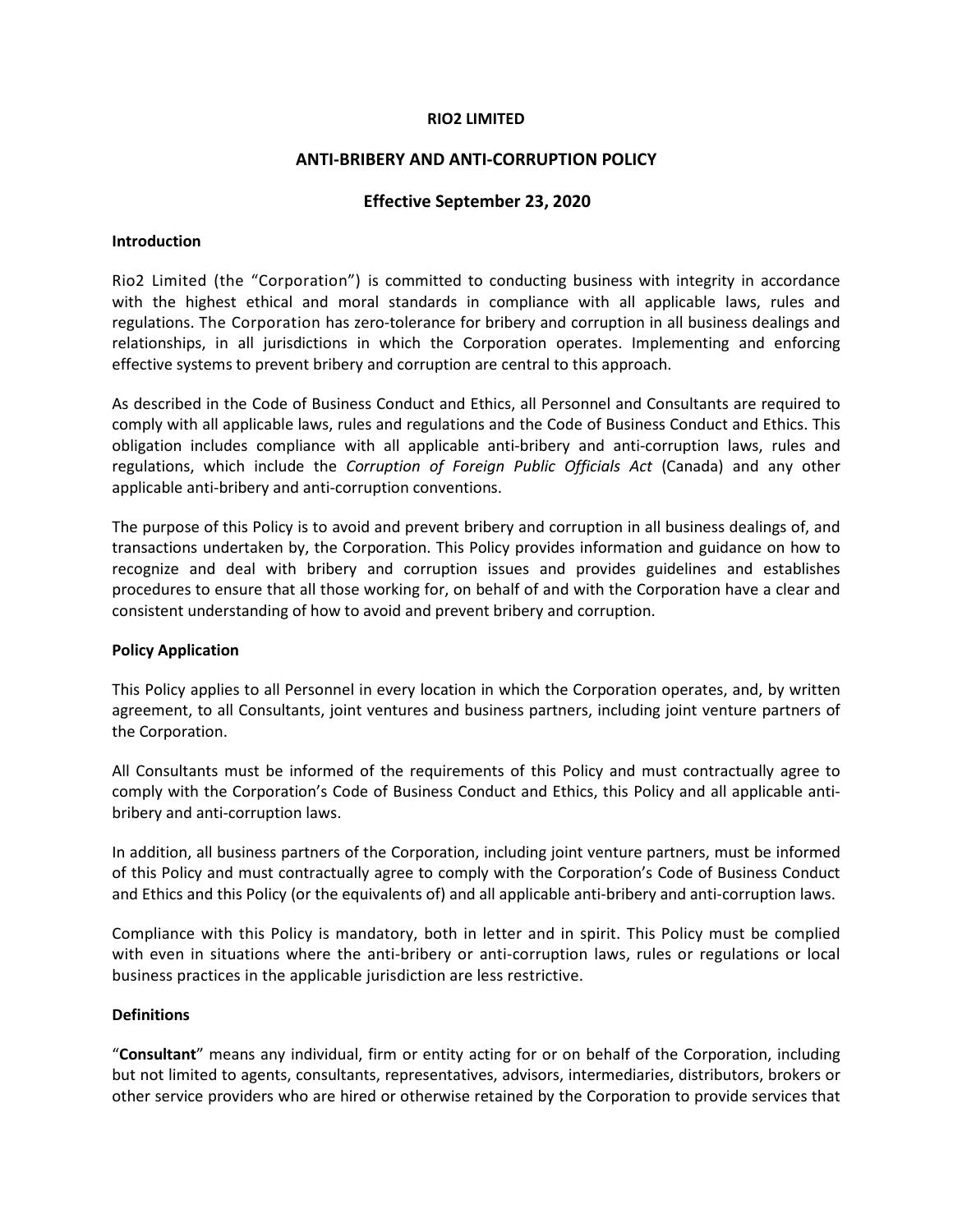**RIO2 LIMITED**

## ANTI-BRIBERY AND ANTI-CORRUPTION POLICY

### Effective September 23, 2020

**Introduction**

Rio2 Limited (the "Corporation") is committed to conducting business with integrity in accordance with the highest ethical and moral standards in compliance with all applicable laws, rules and regulations. The Corporation has zero-tolerance for bribery and corruption in all business dealings and relationships, in all jurisdictions in which the Corporation operates. Implementing and enforcing effective systems to prevent bribery and corruption are central to this approach.

As described in the Code of Business Conduct and Ethics, all Personnel and Consultants are required to comply with all applicable laws, rules and regulations and the Code of Business Conduct and Ethics. This obligation includes compliance with all applicable anti-bribery and anti-corruption laws, rules and regulations, which include the *Corruption of Foreign Public Officials Act* (Canada) and any other applicable anti-bribery and anti-corruption conventions.

The purpose of this Policy is to avoid and prevent bribery and corruption in all business dealings of, and transactions undertaken by, the Corporation. This Policy provides information and guidance on how to recognize and deal with bribery and corruption issues and provides guidelines and establishes procedures to ensure that all those working for, on behalf of and with the Corporation have a clear and consistent understanding of how to avoid and prevent bribery and corruption.

**Policy Application**

This Policy applies to all Personnel in every location in which the Corporation operates, and, by written agreement, to all Consultants, joint ventures and business partners, including joint venture partners of the Corporation.

All Consultants must be informed of the requirements of this Policy and must contractually agree to comply with the Corporation's Code of Business Conduct and Ethics, this Policy and all applicable anti-bribery and anti-corruption laws.

In addition, all business partners of the Corporation, including joint venture partners, must be informed of this Policy and must contractually agree to comply with the Corporation's Code of Business Conduct and Ethics and this Policy (or the equivalents of) and all applicable anti-bribery and anti-corruption laws.

Compliance with this Policy is mandatory, both in letter and in spirit. This Policy must be complied with even in situations where the anti-bribery or anti-corruption laws, rules or regulations or local business practices in the applicable jurisdiction are less restrictive.

**Definitions**

"**Consultant**" means any individual, firm or entity acting for or on behalf of the Corporation, including but not limited to agents, consultants, representatives, advisors, intermediaries, distributors, brokers or other service providers who are hired or otherwise retained by the Corporation to provide services that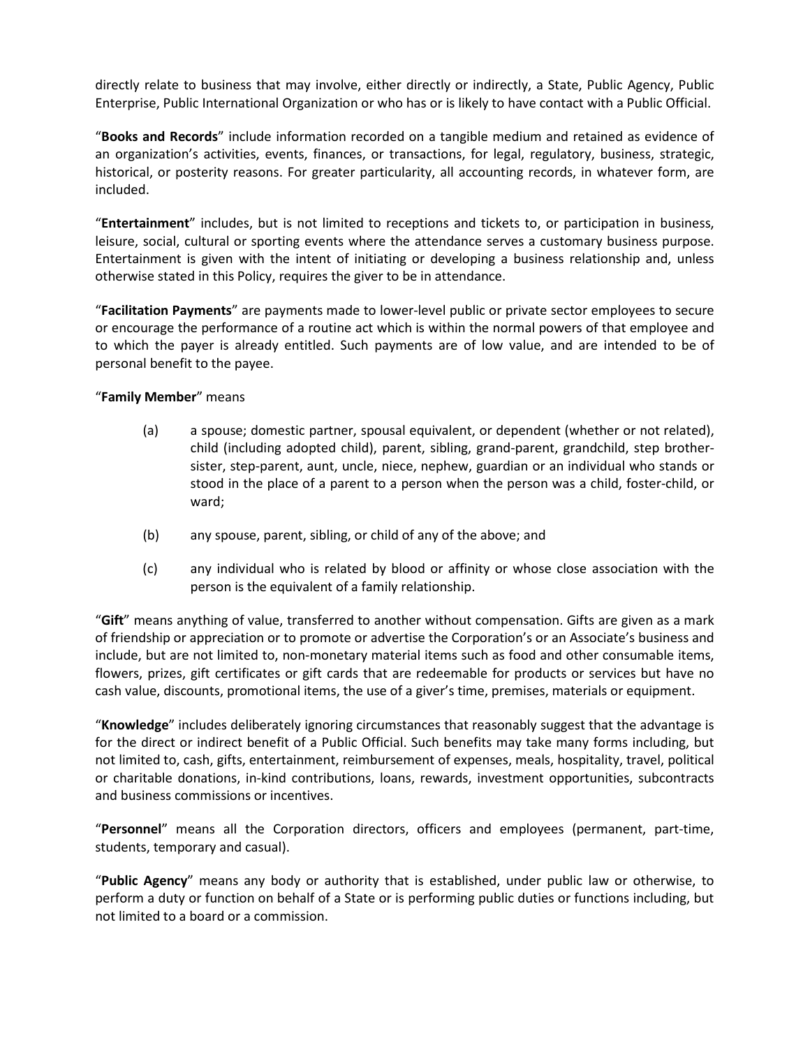directly relate to business that may involve, either directly or indirectly, a State, Public Agency, Public Enterprise, Public International Organization or who has or is likely to have contact with a Public Official.

"**Books and Records**" include information recorded on a tangible medium and retained as evidence of an organization's activities, events, finances, or transactions, for legal, regulatory, business, strategic, historical, or posterity reasons. For greater particularity, all accounting records, in whatever form, are included.

"**Entertainment**" includes, but is not limited to receptions and tickets to, or participation in business, leisure, social, cultural or sporting events where the attendance serves a customary business purpose. Entertainment is given with the intent of initiating or developing a business relationship and, unless otherwise stated in this Policy, requires the giver to be in attendance.

"**Facilitation Payments**" are payments made to lower-level public or private sector employees to secure or encourage the performance of a routine act which is within the normal powers of that employee and to which the payer is already entitled. Such payments are of low value, and are intended to be of personal benefit to the payee.

"**Family Member**" means

(a) a spouse; domestic partner, spousal equivalent, or dependent (whether or not related), child (including adopted child), parent, sibling, grand-parent, grandchild, step brother-sister, step-parent, aunt, uncle, niece, nephew, guardian or an individual who stands or stood in the place of a parent to a person when the person was a child, foster-child, or ward;

(b) any spouse, parent, sibling, or child of any of the above; and

(c) any individual who is related by blood or affinity or whose close association with the person is the equivalent of a family relationship.

"**Gift**" means anything of value, transferred to another without compensation. Gifts are given as a mark of friendship or appreciation or to promote or advertise the Corporation's or an Associate's business and include, but are not limited to, non-monetary material items such as food and other consumable items, flowers, prizes, gift certificates or gift cards that are redeemable for products or services but have no cash value, discounts, promotional items, the use of a giver's time, premises, materials or equipment.

"**Knowledge**" includes deliberately ignoring circumstances that reasonably suggest that the advantage is for the direct or indirect benefit of a Public Official. Such benefits may take many forms including, but not limited to, cash, gifts, entertainment, reimbursement of expenses, meals, hospitality, travel, political or charitable donations, in-kind contributions, loans, rewards, investment opportunities, subcontracts and business commissions or incentives.

"**Personnel**" means all the Corporation directors, officers and employees (permanent, part-time, students, temporary and casual).

"**Public Agency**" means any body or authority that is established, under public law or otherwise, to perform a duty or function on behalf of a State or is performing public duties or functions including, but not limited to a board or a commission.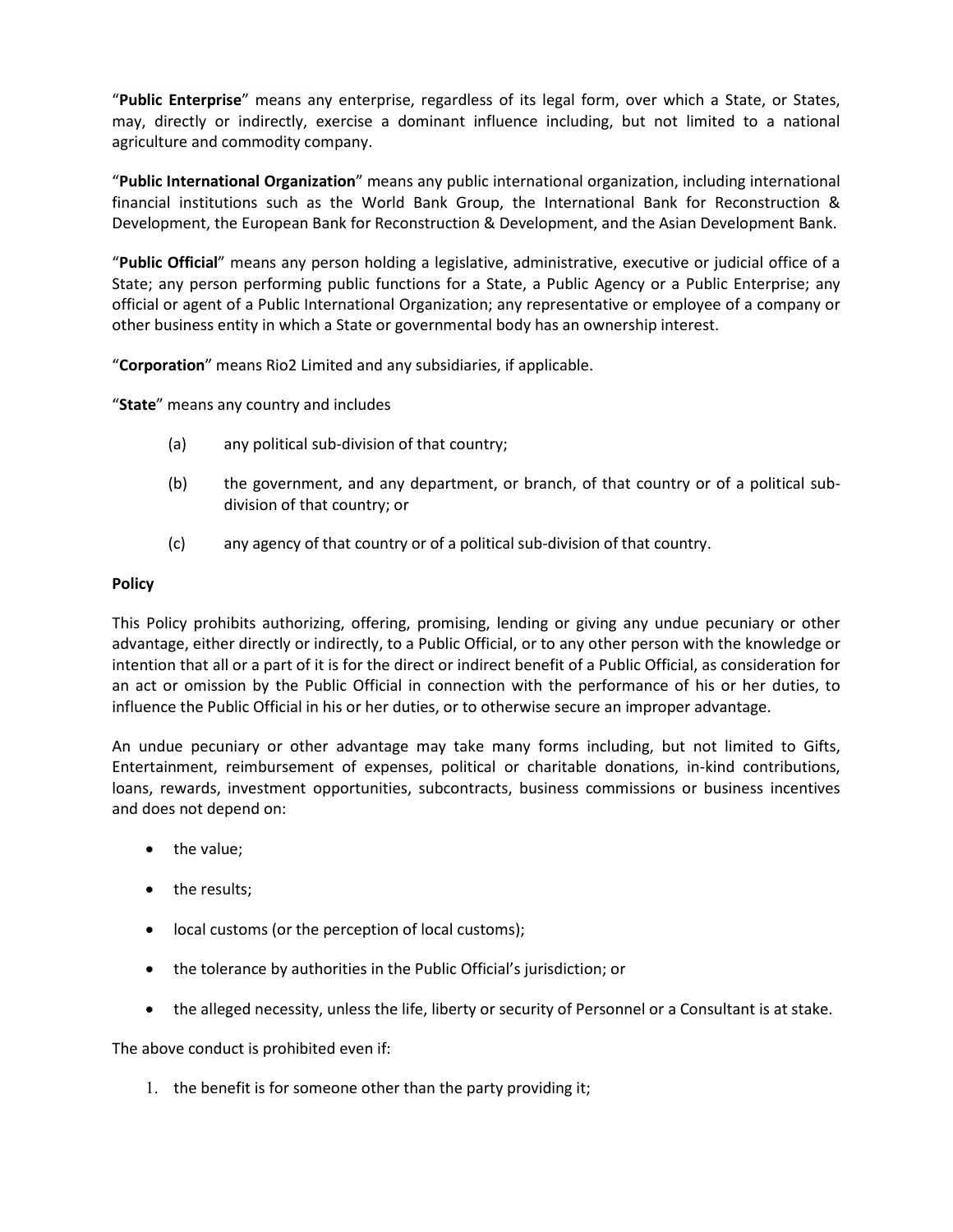"**Public Enterprise**" means any enterprise, regardless of its legal form, over which a State, or States, may, directly or indirectly, exercise a dominant influence including, but not limited to a national agriculture and commodity company.

"**Public International Organization**" means any public international organization, including international financial institutions such as the World Bank Group, the International Bank for Reconstruction & Development, the European Bank for Reconstruction & Development, and the Asian Development Bank.

"**Public Official**" means any person holding a legislative, administrative, executive or judicial office of a State; any person performing public functions for a State, a Public Agency or a Public Enterprise; any official or agent of a Public International Organization; any representative or employee of a company or other business entity in which a State or governmental body has an ownership interest.

"**Corporation**" means Rio2 Limited and any subsidiaries, if applicable.

"**State**" means any country and includes

(a) any political sub-division of that country;

(b) the government, and any department, or branch, of that country or of a political sub-division of that country; or

(c) any agency of that country or of a political sub-division of that country.

**Policy**

This Policy prohibits authorizing, offering, promising, lending or giving any undue pecuniary or other advantage, either directly or indirectly, to a Public Official, or to any other person with the knowledge or intention that all or a part of it is for the direct or indirect benefit of a Public Official, as consideration for an act or omission by the Public Official in connection with the performance of his or her duties, to influence the Public Official in his or her duties, or to otherwise secure an improper advantage.

An undue pecuniary or other advantage may take many forms including, but not limited to Gifts, Entertainment, reimbursement of expenses, political or charitable donations, in-kind contributions, loans, rewards, investment opportunities, subcontracts, business commissions or business incentives and does not depend on:

- the value;
- the results;
- local customs (or the perception of local customs);
- the tolerance by authorities in the Public Official's jurisdiction; or
- the alleged necessity, unless the life, liberty or security of Personnel or a Consultant is at stake.

The above conduct is prohibited even if:

1. the benefit is for someone other than the party providing it;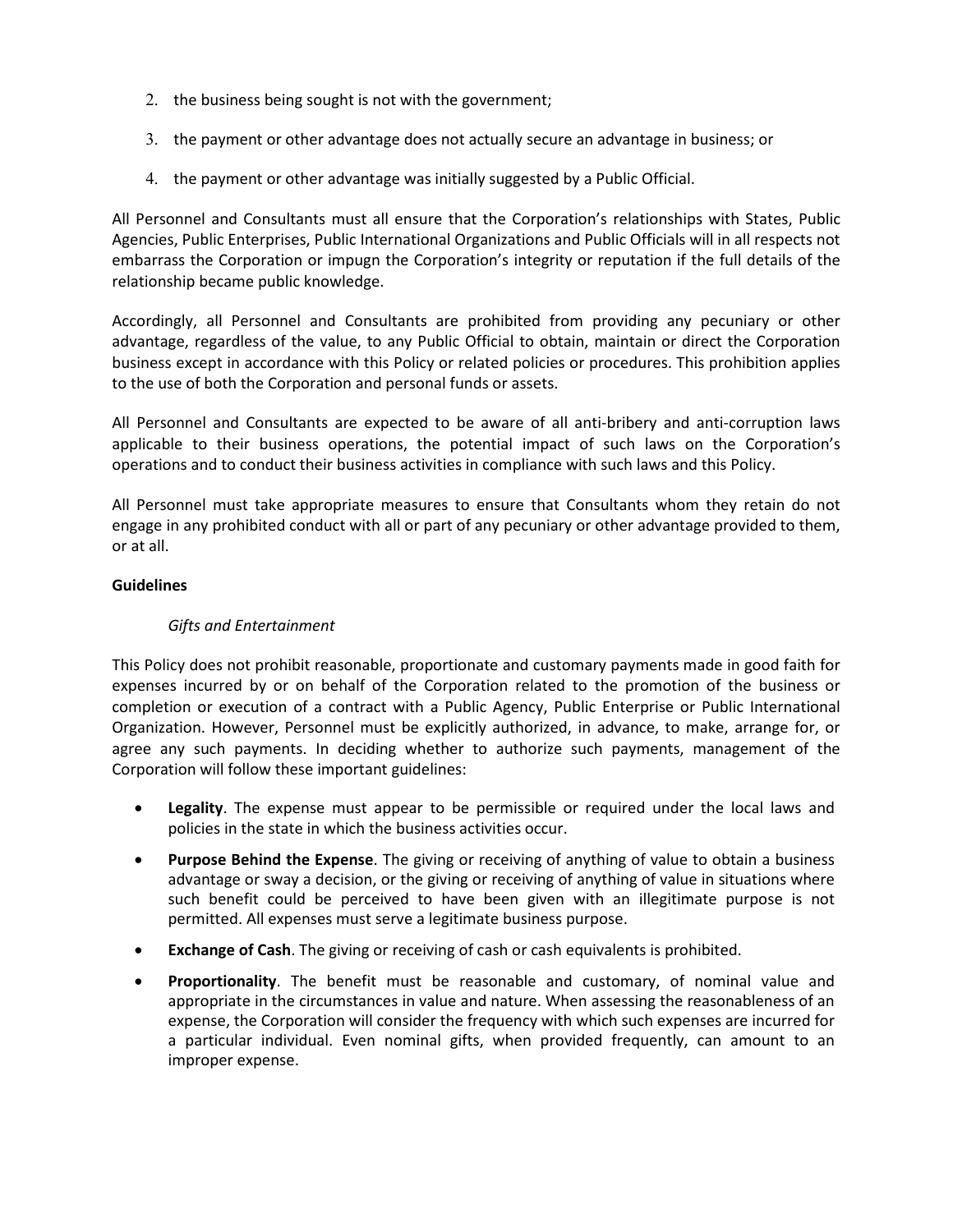2. the business being sought is not with the government;
3. the payment or other advantage does not actually secure an advantage in business; or
4. the payment or other advantage was initially suggested by a Public Official.

All Personnel and Consultants must all ensure that the Corporation's relationships with States, Public Agencies, Public Enterprises, Public International Organizations and Public Officials will in all respects not embarrass the Corporation or impugn the Corporation's integrity or reputation if the full details of the relationship became public knowledge.

Accordingly, all Personnel and Consultants are prohibited from providing any pecuniary or other advantage, regardless of the value, to any Public Official to obtain, maintain or direct the Corporation business except in accordance with this Policy or related policies or procedures. This prohibition applies to the use of both the Corporation and personal funds or assets.

All Personnel and Consultants are expected to be aware of all anti-bribery and anti-corruption laws applicable to their business operations, the potential impact of such laws on the Corporation's operations and to conduct their business activities in compliance with such laws and this Policy.

All Personnel must take appropriate measures to ensure that Consultants whom they retain do not engage in any prohibited conduct with all or part of any pecuniary or other advantage provided to them, or at all.

**Guidelines**

*Gifts and Entertainment*

This Policy does not prohibit reasonable, proportionate and customary payments made in good faith for expenses incurred by or on behalf of the Corporation related to the promotion of the business or completion or execution of a contract with a Public Agency, Public Enterprise or Public International Organization. However, Personnel must be explicitly authorized, in advance, to make, arrange for, or agree any such payments. In deciding whether to authorize such payments, management of the Corporation will follow these important guidelines:

- **Legality**. The expense must appear to be permissible or required under the local laws and policies in the state in which the business activities occur.
- **Purpose Behind the Expense**. The giving or receiving of anything of value to obtain a business advantage or sway a decision, or the giving or receiving of anything of value in situations where such benefit could be perceived to have been given with an illegitimate purpose is not permitted. All expenses must serve a legitimate business purpose.
- **Exchange of Cash**. The giving or receiving of cash or cash equivalents is prohibited.
- **Proportionality**. The benefit must be reasonable and customary, of nominal value and appropriate in the circumstances in value and nature. When assessing the reasonableness of an expense, the Corporation will consider the frequency with which such expenses are incurred for a particular individual. Even nominal gifts, when provided frequently, can amount to an improper expense.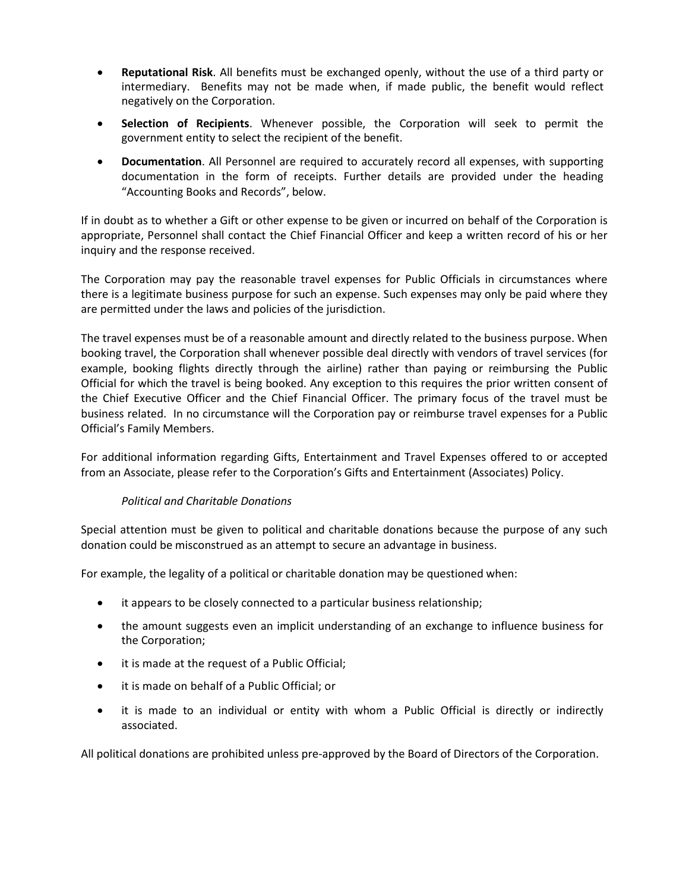- **Reputational Risk**. All benefits must be exchanged openly, without the use of a third party or intermediary. Benefits may not be made when, if made public, the benefit would reflect negatively on the Corporation.

- **Selection of Recipients**. Whenever possible, the Corporation will seek to permit the government entity to select the recipient of the benefit.

- **Documentation**. All Personnel are required to accurately record all expenses, with supporting documentation in the form of receipts. Further details are provided under the heading "Accounting Books and Records", below.

If in doubt as to whether a Gift or other expense to be given or incurred on behalf of the Corporation is appropriate, Personnel shall contact the Chief Financial Officer and keep a written record of his or her inquiry and the response received.

The Corporation may pay the reasonable travel expenses for Public Officials in circumstances where there is a legitimate business purpose for such an expense. Such expenses may only be paid where they are permitted under the laws and policies of the jurisdiction.

The travel expenses must be of a reasonable amount and directly related to the business purpose. When booking travel, the Corporation shall whenever possible deal directly with vendors of travel services (for example, booking flights directly through the airline) rather than paying or reimbursing the Public Official for which the travel is being booked. Any exception to this requires the prior written consent of the Chief Executive Officer and the Chief Financial Officer. The primary focus of the travel must be business related. In no circumstance will the Corporation pay or reimburse travel expenses for a Public Official's Family Members.

For additional information regarding Gifts, Entertainment and Travel Expenses offered to or accepted from an Associate, please refer to the Corporation's Gifts and Entertainment (Associates) Policy.

*Political and Charitable Donations*

Special attention must be given to political and charitable donations because the purpose of any such donation could be misconstrued as an attempt to secure an advantage in business.

For example, the legality of a political or charitable donation may be questioned when:

- it appears to be closely connected to a particular business relationship;

- the amount suggests even an implicit understanding of an exchange to influence business for the Corporation;

- it is made at the request of a Public Official;

- it is made on behalf of a Public Official; or

- it is made to an individual or entity with whom a Public Official is directly or indirectly associated.

All political donations are prohibited unless pre-approved by the Board of Directors of the Corporation.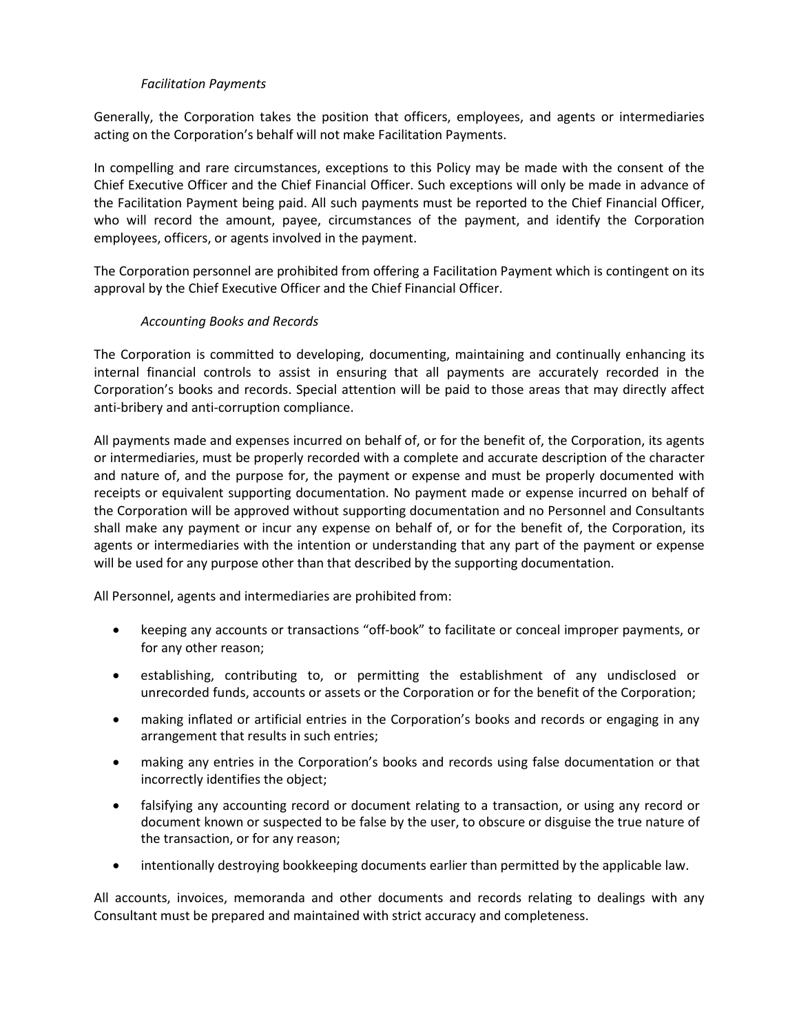*Facilitation Payments*

Generally, the Corporation takes the position that officers, employees, and agents or intermediaries acting on the Corporation's behalf will not make Facilitation Payments.

In compelling and rare circumstances, exceptions to this Policy may be made with the consent of the Chief Executive Officer and the Chief Financial Officer. Such exceptions will only be made in advance of the Facilitation Payment being paid. All such payments must be reported to the Chief Financial Officer, who will record the amount, payee, circumstances of the payment, and identify the Corporation employees, officers, or agents involved in the payment.

The Corporation personnel are prohibited from offering a Facilitation Payment which is contingent on its approval by the Chief Executive Officer and the Chief Financial Officer.

*Accounting Books and Records*

The Corporation is committed to developing, documenting, maintaining and continually enhancing its internal financial controls to assist in ensuring that all payments are accurately recorded in the Corporation's books and records. Special attention will be paid to those areas that may directly affect anti-bribery and anti-corruption compliance.

All payments made and expenses incurred on behalf of, or for the benefit of, the Corporation, its agents or intermediaries, must be properly recorded with a complete and accurate description of the character and nature of, and the purpose for, the payment or expense and must be properly documented with receipts or equivalent supporting documentation. No payment made or expense incurred on behalf of the Corporation will be approved without supporting documentation and no Personnel and Consultants shall make any payment or incur any expense on behalf of, or for the benefit of, the Corporation, its agents or intermediaries with the intention or understanding that any part of the payment or expense will be used for any purpose other than that described by the supporting documentation.

All Personnel, agents and intermediaries are prohibited from:

- keeping any accounts or transactions "off-book" to facilitate or conceal improper payments, or for any other reason;
- establishing, contributing to, or permitting the establishment of any undisclosed or unrecorded funds, accounts or assets or the Corporation or for the benefit of the Corporation;
- making inflated or artificial entries in the Corporation's books and records or engaging in any arrangement that results in such entries;
- making any entries in the Corporation's books and records using false documentation or that incorrectly identifies the object;
- falsifying any accounting record or document relating to a transaction, or using any record or document known or suspected to be false by the user, to obscure or disguise the true nature of the transaction, or for any reason;
- intentionally destroying bookkeeping documents earlier than permitted by the applicable law.

All accounts, invoices, memoranda and other documents and records relating to dealings with any Consultant must be prepared and maintained with strict accuracy and completeness.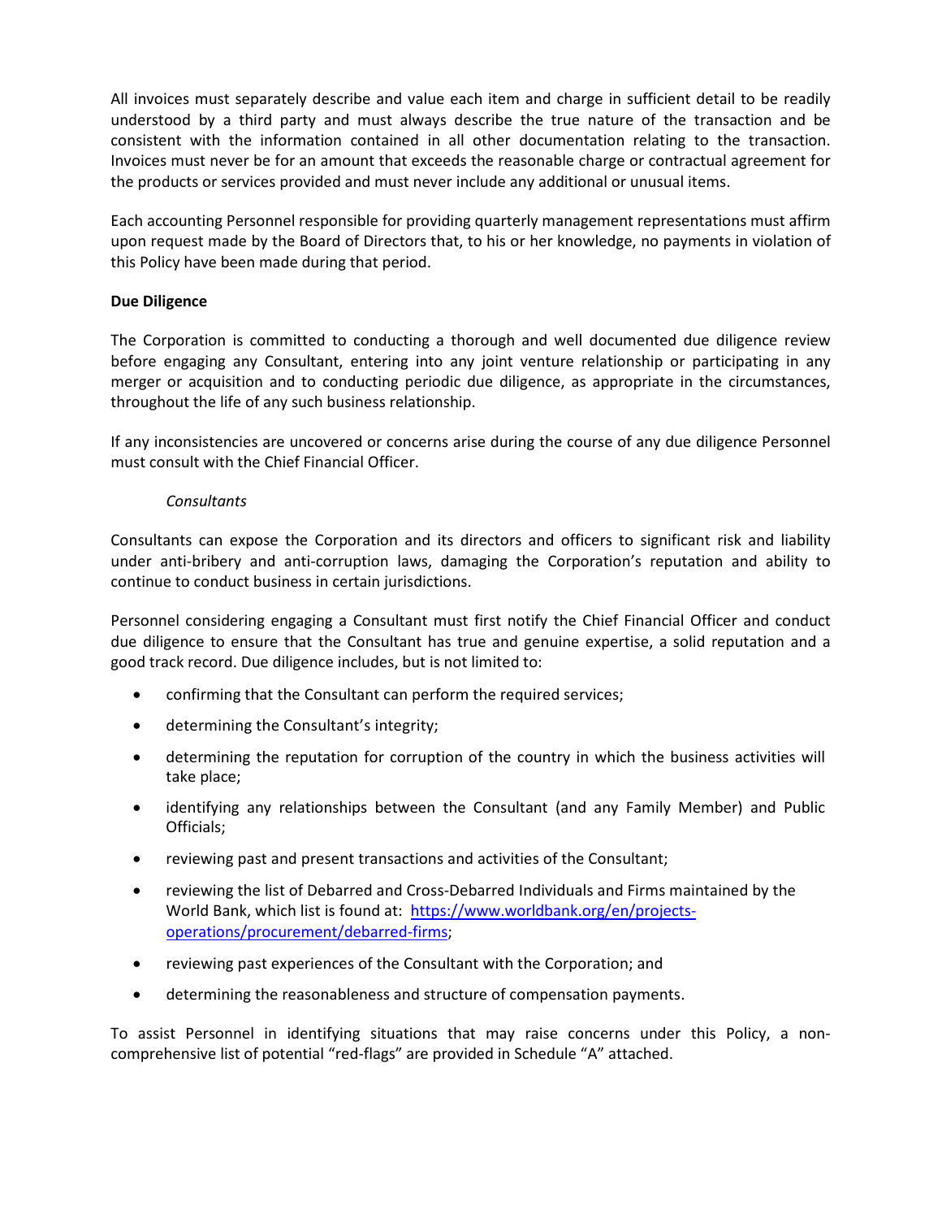All invoices must separately describe and value each item and charge in sufficient detail to be readily understood by a third party and must always describe the true nature of the transaction and be consistent with the information contained in all other documentation relating to the transaction. Invoices must never be for an amount that exceeds the reasonable charge or contractual agreement for the products or services provided and must never include any additional or unusual items.

Each accounting Personnel responsible for providing quarterly management representations must affirm upon request made by the Board of Directors that, to his or her knowledge, no payments in violation of this Policy have been made during that period.

**Due Diligence**

The Corporation is committed to conducting a thorough and well documented due diligence review before engaging any Consultant, entering into any joint venture relationship or participating in any merger or acquisition and to conducting periodic due diligence, as appropriate in the circumstances, throughout the life of any such business relationship.

If any inconsistencies are uncovered or concerns arise during the course of any due diligence Personnel must consult with the Chief Financial Officer.

*Consultants*

Consultants can expose the Corporation and its directors and officers to significant risk and liability under anti-bribery and anti-corruption laws, damaging the Corporation's reputation and ability to continue to conduct business in certain jurisdictions.

Personnel considering engaging a Consultant must first notify the Chief Financial Officer and conduct due diligence to ensure that the Consultant has true and genuine expertise, a solid reputation and a good track record. Due diligence includes, but is not limited to:

- confirming that the Consultant can perform the required services;
- determining the Consultant's integrity;
- determining the reputation for corruption of the country in which the business activities will take place;
- identifying any relationships between the Consultant (and any Family Member) and Public Officials;
- reviewing past and present transactions and activities of the Consultant;
- reviewing the list of Debarred and Cross-Debarred Individuals and Firms maintained by the World Bank, which list is found at: [https://www.worldbank.org/en/projects-operations/procurement/debarred-firms](https://www.worldbank.org/en/projects-operations/procurement/debarred-firms);
- reviewing past experiences of the Consultant with the Corporation; and
- determining the reasonableness and structure of compensation payments.

To assist Personnel in identifying situations that may raise concerns under this Policy, a non-comprehensive list of potential "red-flags" are provided in Schedule "A" attached.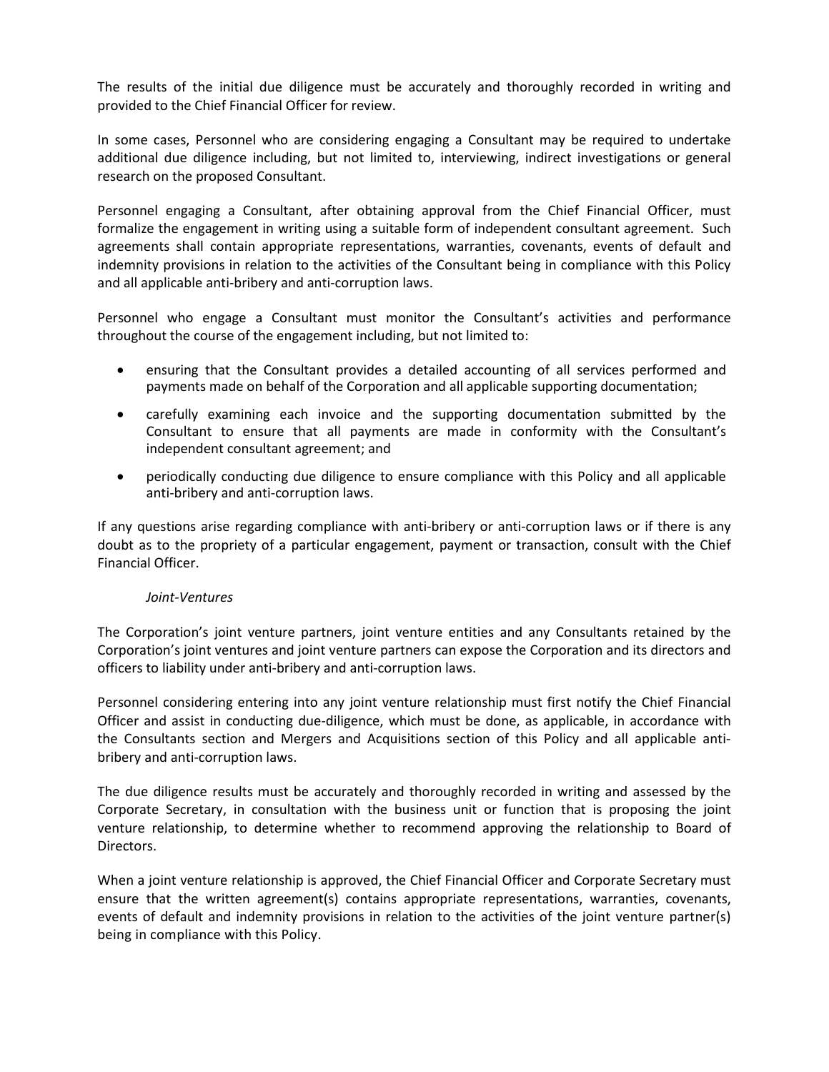The results of the initial due diligence must be accurately and thoroughly recorded in writing and provided to the Chief Financial Officer for review.

In some cases, Personnel who are considering engaging a Consultant may be required to undertake additional due diligence including, but not limited to, interviewing, indirect investigations or general research on the proposed Consultant.

Personnel engaging a Consultant, after obtaining approval from the Chief Financial Officer, must formalize the engagement in writing using a suitable form of independent consultant agreement. Such agreements shall contain appropriate representations, warranties, covenants, events of default and indemnity provisions in relation to the activities of the Consultant being in compliance with this Policy and all applicable anti-bribery and anti-corruption laws.

Personnel who engage a Consultant must monitor the Consultant's activities and performance throughout the course of the engagement including, but not limited to:

- ensuring that the Consultant provides a detailed accounting of all services performed and payments made on behalf of the Corporation and all applicable supporting documentation;
- carefully examining each invoice and the supporting documentation submitted by the Consultant to ensure that all payments are made in conformity with the Consultant's independent consultant agreement; and
- periodically conducting due diligence to ensure compliance with this Policy and all applicable anti-bribery and anti-corruption laws.

If any questions arise regarding compliance with anti-bribery or anti-corruption laws or if there is any doubt as to the propriety of a particular engagement, payment or transaction, consult with the Chief Financial Officer.

*Joint-Ventures*

The Corporation's joint venture partners, joint venture entities and any Consultants retained by the Corporation's joint ventures and joint venture partners can expose the Corporation and its directors and officers to liability under anti-bribery and anti-corruption laws.

Personnel considering entering into any joint venture relationship must first notify the Chief Financial Officer and assist in conducting due-diligence, which must be done, as applicable, in accordance with the Consultants section and Mergers and Acquisitions section of this Policy and all applicable anti-bribery and anti-corruption laws.

The due diligence results must be accurately and thoroughly recorded in writing and assessed by the Corporate Secretary, in consultation with the business unit or function that is proposing the joint venture relationship, to determine whether to recommend approving the relationship to Board of Directors.

When a joint venture relationship is approved, the Chief Financial Officer and Corporate Secretary must ensure that the written agreement(s) contains appropriate representations, warranties, covenants, events of default and indemnity provisions in relation to the activities of the joint venture partner(s) being in compliance with this Policy.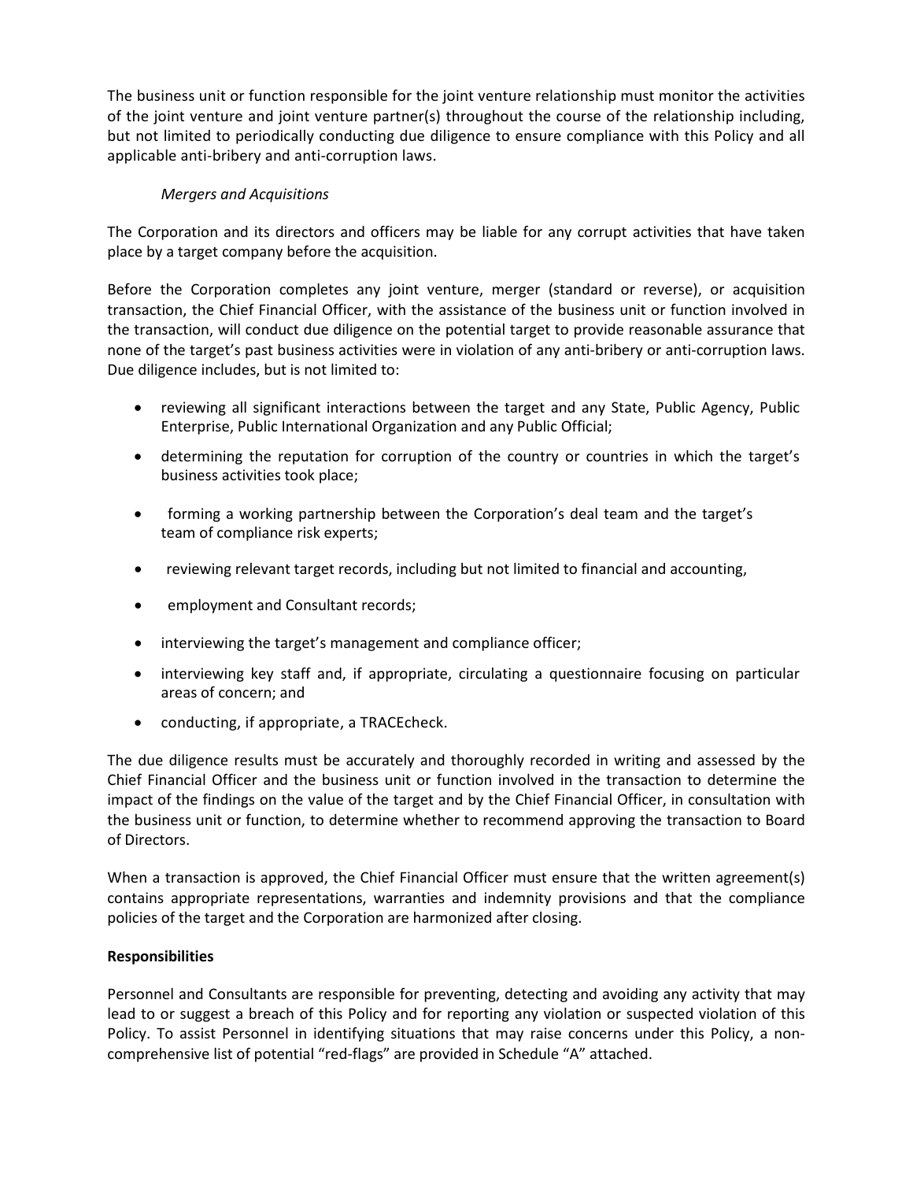The business unit or function responsible for the joint venture relationship must monitor the activities of the joint venture and joint venture partner(s) throughout the course of the relationship including, but not limited to periodically conducting due diligence to ensure compliance with this Policy and all applicable anti-bribery and anti-corruption laws.

*Mergers and Acquisitions*

The Corporation and its directors and officers may be liable for any corrupt activities that have taken place by a target company before the acquisition.

Before the Corporation completes any joint venture, merger (standard or reverse), or acquisition transaction, the Chief Financial Officer, with the assistance of the business unit or function involved in the transaction, will conduct due diligence on the potential target to provide reasonable assurance that none of the target's past business activities were in violation of any anti-bribery or anti-corruption laws. Due diligence includes, but is not limited to:

- reviewing all significant interactions between the target and any State, Public Agency, Public Enterprise, Public International Organization and any Public Official;
- determining the reputation for corruption of the country or countries in which the target's business activities took place;
- forming a working partnership between the Corporation's deal team and the target's team of compliance risk experts;
- reviewing relevant target records, including but not limited to financial and accounting,
- employment and Consultant records;
- interviewing the target's management and compliance officer;
- interviewing key staff and, if appropriate, circulating a questionnaire focusing on particular areas of concern; and
- conducting, if appropriate, a TRACEcheck.

The due diligence results must be accurately and thoroughly recorded in writing and assessed by the Chief Financial Officer and the business unit or function involved in the transaction to determine the impact of the findings on the value of the target and by the Chief Financial Officer, in consultation with the business unit or function, to determine whether to recommend approving the transaction to Board of Directors.

When a transaction is approved, the Chief Financial Officer must ensure that the written agreement(s) contains appropriate representations, warranties and indemnity provisions and that the compliance policies of the target and the Corporation are harmonized after closing.

**Responsibilities**

Personnel and Consultants are responsible for preventing, detecting and avoiding any activity that may lead to or suggest a breach of this Policy and for reporting any violation or suspected violation of this Policy. To assist Personnel in identifying situations that may raise concerns under this Policy, a non-comprehensive list of potential "red-flags" are provided in Schedule "A" attached.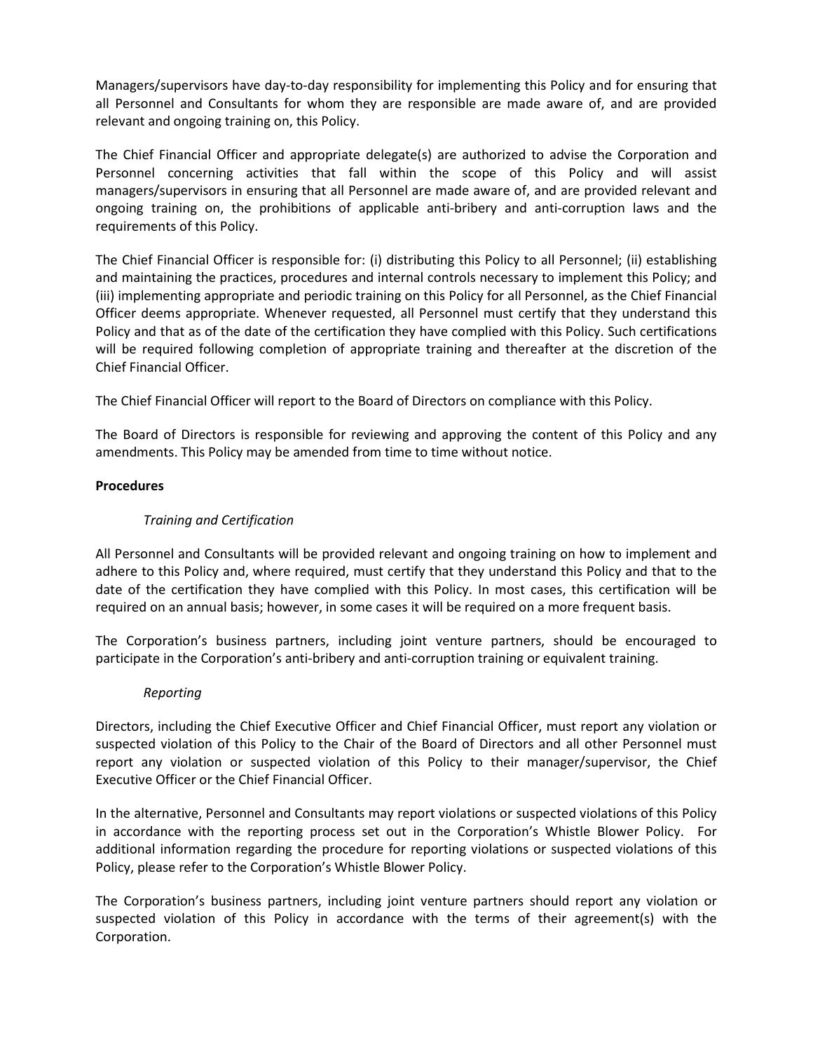Managers/supervisors have day-to-day responsibility for implementing this Policy and for ensuring that all Personnel and Consultants for whom they are responsible are made aware of, and are provided relevant and ongoing training on, this Policy.

The Chief Financial Officer and appropriate delegate(s) are authorized to advise the Corporation and Personnel concerning activities that fall within the scope of this Policy and will assist managers/supervisors in ensuring that all Personnel are made aware of, and are provided relevant and ongoing training on, the prohibitions of applicable anti-bribery and anti-corruption laws and the requirements of this Policy.

The Chief Financial Officer is responsible for: (i) distributing this Policy to all Personnel; (ii) establishing and maintaining the practices, procedures and internal controls necessary to implement this Policy; and (iii) implementing appropriate and periodic training on this Policy for all Personnel, as the Chief Financial Officer deems appropriate. Whenever requested, all Personnel must certify that they understand this Policy and that as of the date of the certification they have complied with this Policy. Such certifications will be required following completion of appropriate training and thereafter at the discretion of the Chief Financial Officer.

The Chief Financial Officer will report to the Board of Directors on compliance with this Policy.

The Board of Directors is responsible for reviewing and approving the content of this Policy and any amendments. This Policy may be amended from time to time without notice.

**Procedures**

*Training and Certification*

All Personnel and Consultants will be provided relevant and ongoing training on how to implement and adhere to this Policy and, where required, must certify that they understand this Policy and that to the date of the certification they have complied with this Policy. In most cases, this certification will be required on an annual basis; however, in some cases it will be required on a more frequent basis.

The Corporation's business partners, including joint venture partners, should be encouraged to participate in the Corporation's anti-bribery and anti-corruption training or equivalent training.

*Reporting*

Directors, including the Chief Executive Officer and Chief Financial Officer, must report any violation or suspected violation of this Policy to the Chair of the Board of Directors and all other Personnel must report any violation or suspected violation of this Policy to their manager/supervisor, the Chief Executive Officer or the Chief Financial Officer.

In the alternative, Personnel and Consultants may report violations or suspected violations of this Policy in accordance with the reporting process set out in the Corporation's Whistle Blower Policy. For additional information regarding the procedure for reporting violations or suspected violations of this Policy, please refer to the Corporation's Whistle Blower Policy.

The Corporation's business partners, including joint venture partners should report any violation or suspected violation of this Policy in accordance with the terms of their agreement(s) with the Corporation.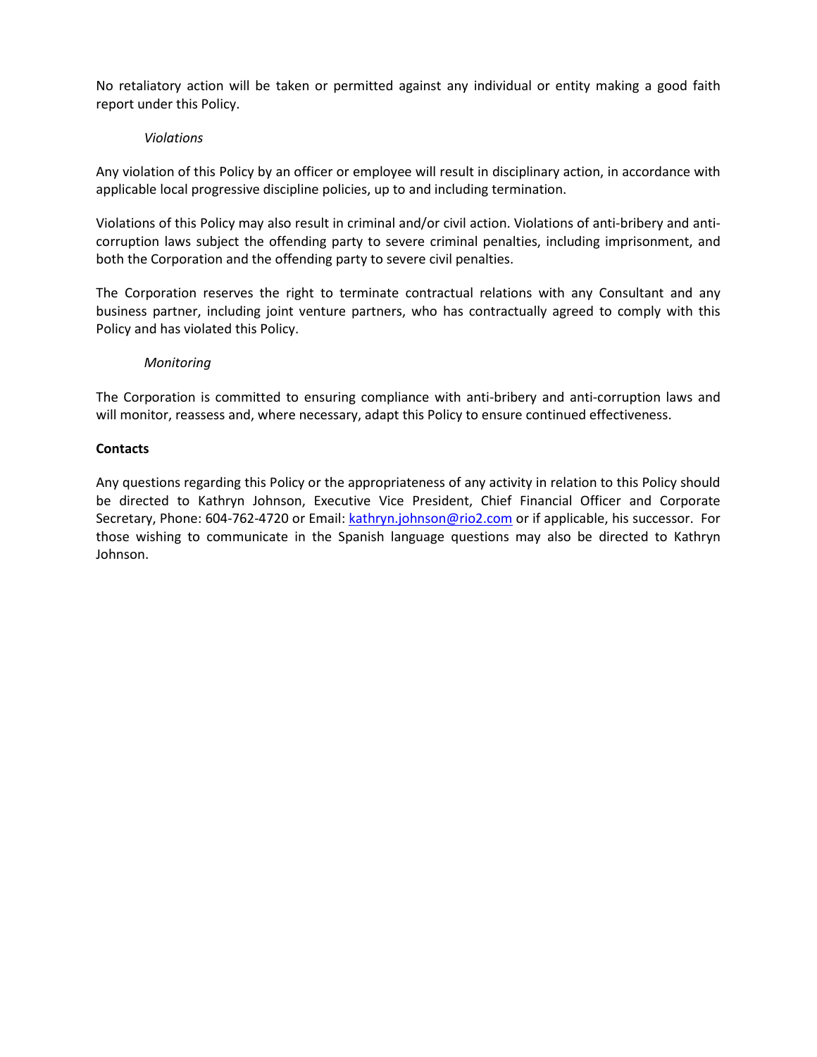No retaliatory action will be taken or permitted against any individual or entity making a good faith report under this Policy.

*Violations*

Any violation of this Policy by an officer or employee will result in disciplinary action, in accordance with applicable local progressive discipline policies, up to and including termination.

Violations of this Policy may also result in criminal and/or civil action. Violations of anti-bribery and anti-corruption laws subject the offending party to severe criminal penalties, including imprisonment, and both the Corporation and the offending party to severe civil penalties.

The Corporation reserves the right to terminate contractual relations with any Consultant and any business partner, including joint venture partners, who has contractually agreed to comply with this Policy and has violated this Policy.

*Monitoring*

The Corporation is committed to ensuring compliance with anti-bribery and anti-corruption laws and will monitor, reassess and, where necessary, adapt this Policy to ensure continued effectiveness.

**Contacts**

Any questions regarding this Policy or the appropriateness of any activity in relation to this Policy should be directed to Kathryn Johnson, Executive Vice President, Chief Financial Officer and Corporate Secretary, Phone: 604-762-4720 or Email: kathryn.johnson@rio2.com or if applicable, his successor. For those wishing to communicate in the Spanish language questions may also be directed to Kathryn Johnson.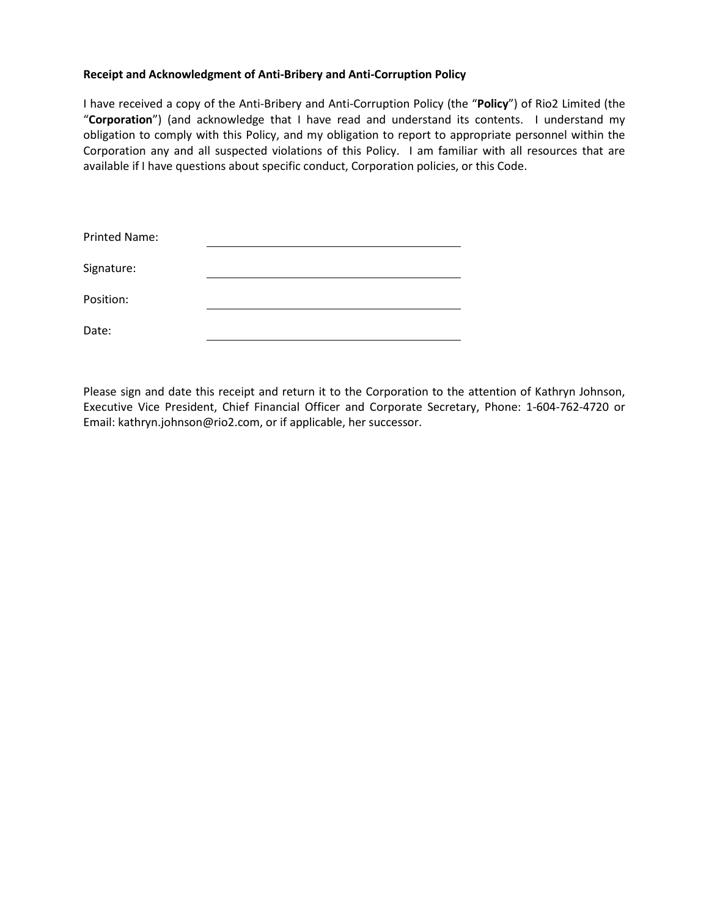**Receipt and Acknowledgment of Anti-Bribery and Anti-Corruption Policy**

I have received a copy of the Anti-Bribery and Anti-Corruption Policy (the "**Policy**") of Rio2 Limited (the "**Corporation**") (and acknowledge that I have read and understand its contents. I understand my obligation to comply with this Policy, and my obligation to report to appropriate personnel within the Corporation any and all suspected violations of this Policy. I am familiar with all resources that are available if I have questions about specific conduct, Corporation policies, or this Code.

Printed Name: ______________________________

Signature: ______________________________

Position: ______________________________

Date: ______________________________

Please sign and date this receipt and return it to the Corporation to the attention of Kathryn Johnson, Executive Vice President, Chief Financial Officer and Corporate Secretary, Phone: 1-604-762-4720 or Email: kathryn.johnson@rio2.com, or if applicable, her successor.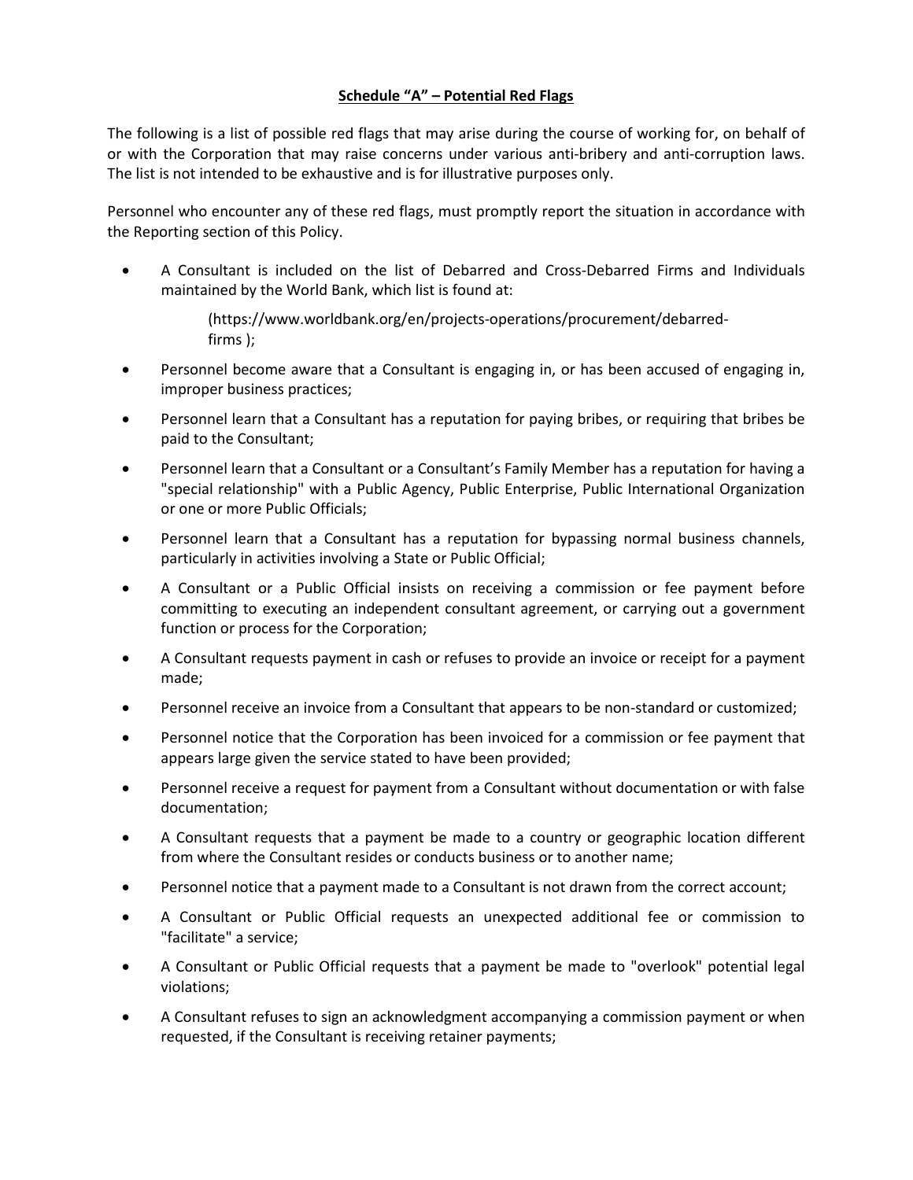## Schedule "A" – Potential Red Flags

The following is a list of possible red flags that may arise during the course of working for, on behalf of or with the Corporation that may raise concerns under various anti-bribery and anti-corruption laws. The list is not intended to be exhaustive and is for illustrative purposes only.

Personnel who encounter any of these red flags, must promptly report the situation in accordance with the Reporting section of this Policy.

- A Consultant is included on the list of Debarred and Cross-Debarred Firms and Individuals maintained by the World Bank, which list is found at:

  (https://www.worldbank.org/en/projects-operations/procurement/debarred-firms );

- Personnel become aware that a Consultant is engaging in, or has been accused of engaging in, improper business practices;
- Personnel learn that a Consultant has a reputation for paying bribes, or requiring that bribes be paid to the Consultant;
- Personnel learn that a Consultant or a Consultant's Family Member has a reputation for having a "special relationship" with a Public Agency, Public Enterprise, Public International Organization or one or more Public Officials;
- Personnel learn that a Consultant has a reputation for bypassing normal business channels, particularly in activities involving a State or Public Official;
- A Consultant or a Public Official insists on receiving a commission or fee payment before committing to executing an independent consultant agreement, or carrying out a government function or process for the Corporation;
- A Consultant requests payment in cash or refuses to provide an invoice or receipt for a payment made;
- Personnel receive an invoice from a Consultant that appears to be non-standard or customized;
- Personnel notice that the Corporation has been invoiced for a commission or fee payment that appears large given the service stated to have been provided;
- Personnel receive a request for payment from a Consultant without documentation or with false documentation;
- A Consultant requests that a payment be made to a country or geographic location different from where the Consultant resides or conducts business or to another name;
- Personnel notice that a payment made to a Consultant is not drawn from the correct account;
- A Consultant or Public Official requests an unexpected additional fee or commission to "facilitate" a service;
- A Consultant or Public Official requests that a payment be made to "overlook" potential legal violations;
- A Consultant refuses to sign an acknowledgment accompanying a commission payment or when requested, if the Consultant is receiving retainer payments;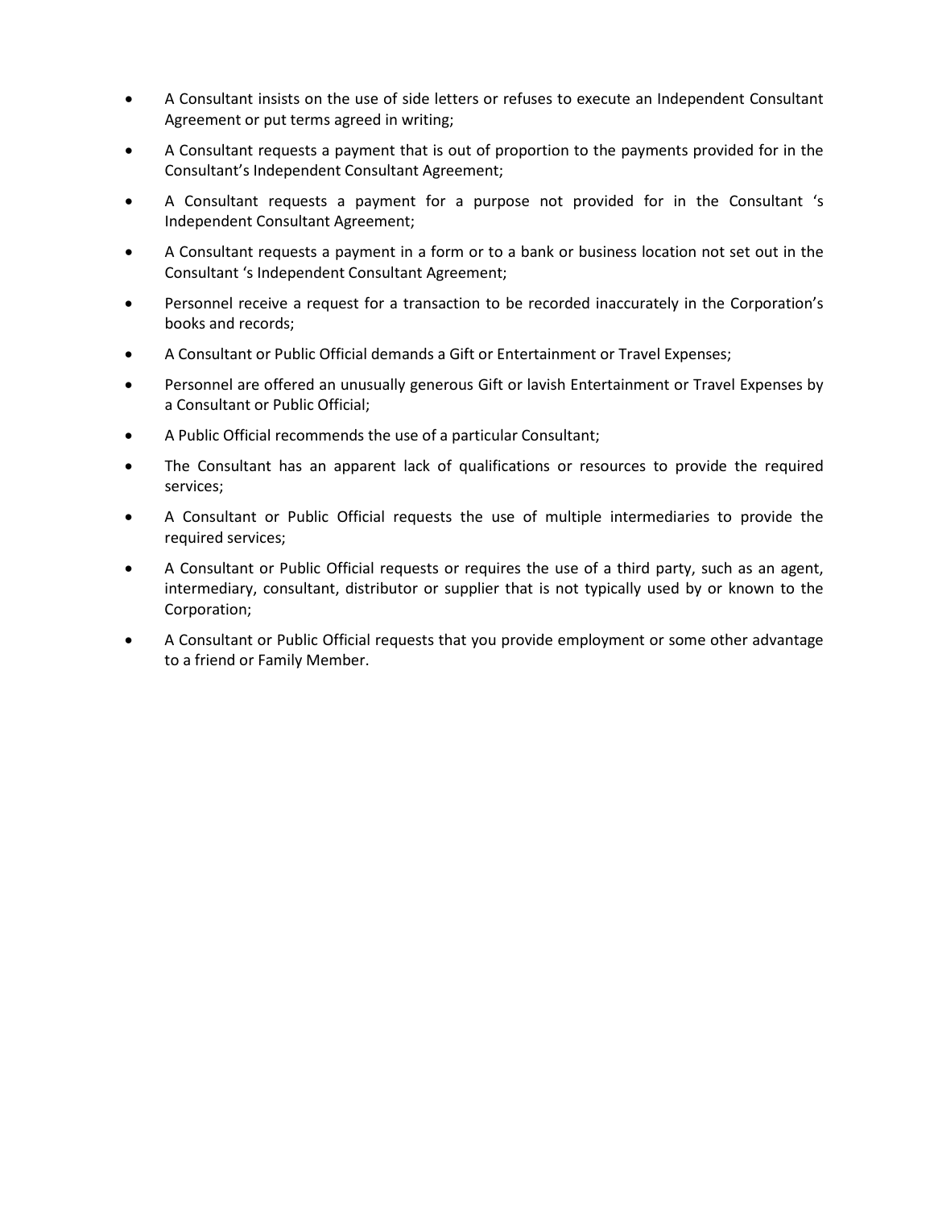- A Consultant insists on the use of side letters or refuses to execute an Independent Consultant Agreement or put terms agreed in writing;
- A Consultant requests a payment that is out of proportion to the payments provided for in the Consultant's Independent Consultant Agreement;
- A Consultant requests a payment for a purpose not provided for in the Consultant 's Independent Consultant Agreement;
- A Consultant requests a payment in a form or to a bank or business location not set out in the Consultant 's Independent Consultant Agreement;
- Personnel receive a request for a transaction to be recorded inaccurately in the Corporation's books and records;
- A Consultant or Public Official demands a Gift or Entertainment or Travel Expenses;
- Personnel are offered an unusually generous Gift or lavish Entertainment or Travel Expenses by a Consultant or Public Official;
- A Public Official recommends the use of a particular Consultant;
- The Consultant has an apparent lack of qualifications or resources to provide the required services;
- A Consultant or Public Official requests the use of multiple intermediaries to provide the required services;
- A Consultant or Public Official requests or requires the use of a third party, such as an agent, intermediary, consultant, distributor or supplier that is not typically used by or known to the Corporation;
- A Consultant or Public Official requests that you provide employment or some other advantage to a friend or Family Member.